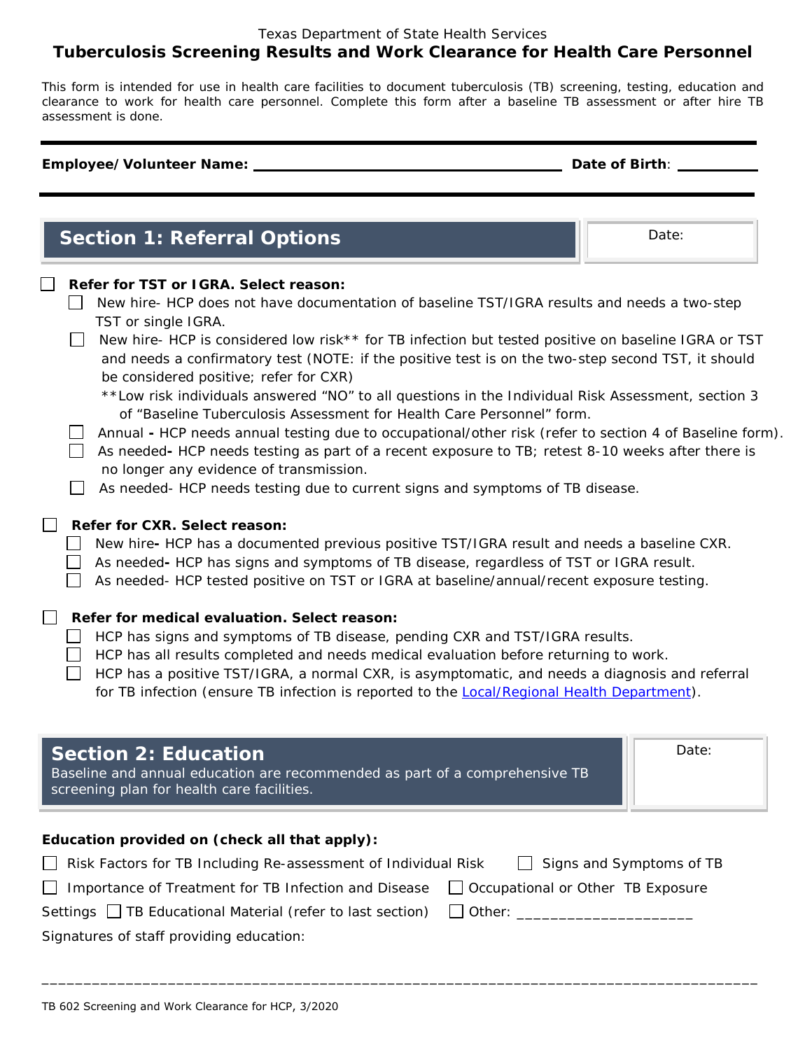Texas Department of State Health Services

# Tuberculosis Screening Results and Work Clearance for Health Care Personnel

This form is intended for use in health care facilities to document tuberculosis (TB) screening, testing, education and clearance to work for health care personnel. Complete this form after a baseline TB assessment or after hire TB assessment is done.

**Employee/Volunteer Name:** ______________________________ **Date of Birth**: __________

## Section 1: Referral Options

Date:

- ☐ **Refer for TST or IGRA. Select reason:**
  - ☐ New hire- HCP does not have documentation of baseline TST/IGRA results and needs a two-step TST or single IGRA.
  - ☐ New hire- HCP is considered low risk** for TB infection but tested positive on baseline IGRA or TST and needs a confirmatory test (NOTE: if the positive test is on the two-step second TST, it should be considered positive; refer for CXR)
    
    **Low risk individuals answered "NO" to all questions in the Individual Risk Assessment, section 3 of "Baseline Tuberculosis Assessment for Health Care Personnel" form.
  - ☐ Annual **-** HCP needs annual testing due to occupational/other risk (refer to section 4 of Baseline form).
  - ☐ As needed**-** HCP needs testing as part of a recent exposure to TB; retest 8-10 weeks after there is no longer any evidence of transmission.
  - ☐ As needed- HCP needs testing due to current signs and symptoms of TB disease.

- ☐ **Refer for CXR. Select reason:**
  - ☐ New hire**-** HCP has a documented previous positive TST/IGRA result and needs a baseline CXR.
  - ☐ As needed**-** HCP has signs and symptoms of TB disease, regardless of TST or IGRA result.
  - ☐ As needed- HCP tested positive on TST or IGRA at baseline/annual/recent exposure testing.

- ☐ **Refer for medical evaluation. Select reason:**
  - ☐ HCP has signs and symptoms of TB disease, pending CXR and TST/IGRA results.
  - ☐ HCP has all results completed and needs medical evaluation before returning to work.
  - ☐ HCP has a positive TST/IGRA, a normal CXR, is asymptomatic, and needs a diagnosis and referral for TB infection (ensure TB infection is reported to the Local/Regional Health Department).

## Section 2: Education

Baseline and annual education are recommended as part of a comprehensive TB screening plan for health care facilities.

Date:

**Education provided on (check all that apply):**

- ☐ Risk Factors for TB Including Re-assessment of Individual Risk
- ☐ Signs and Symptoms of TB
- ☐ Importance of Treatment for TB Infection and Disease
- ☐ Occupational or Other TB Exposure Settings
- ☐ TB Educational Material (refer to last section)
- ☐ Other: ____________________

Signatures of staff providing education:

______________________________________________________________________________

TB 602 Screening and Work Clearance for HCP, 3/2020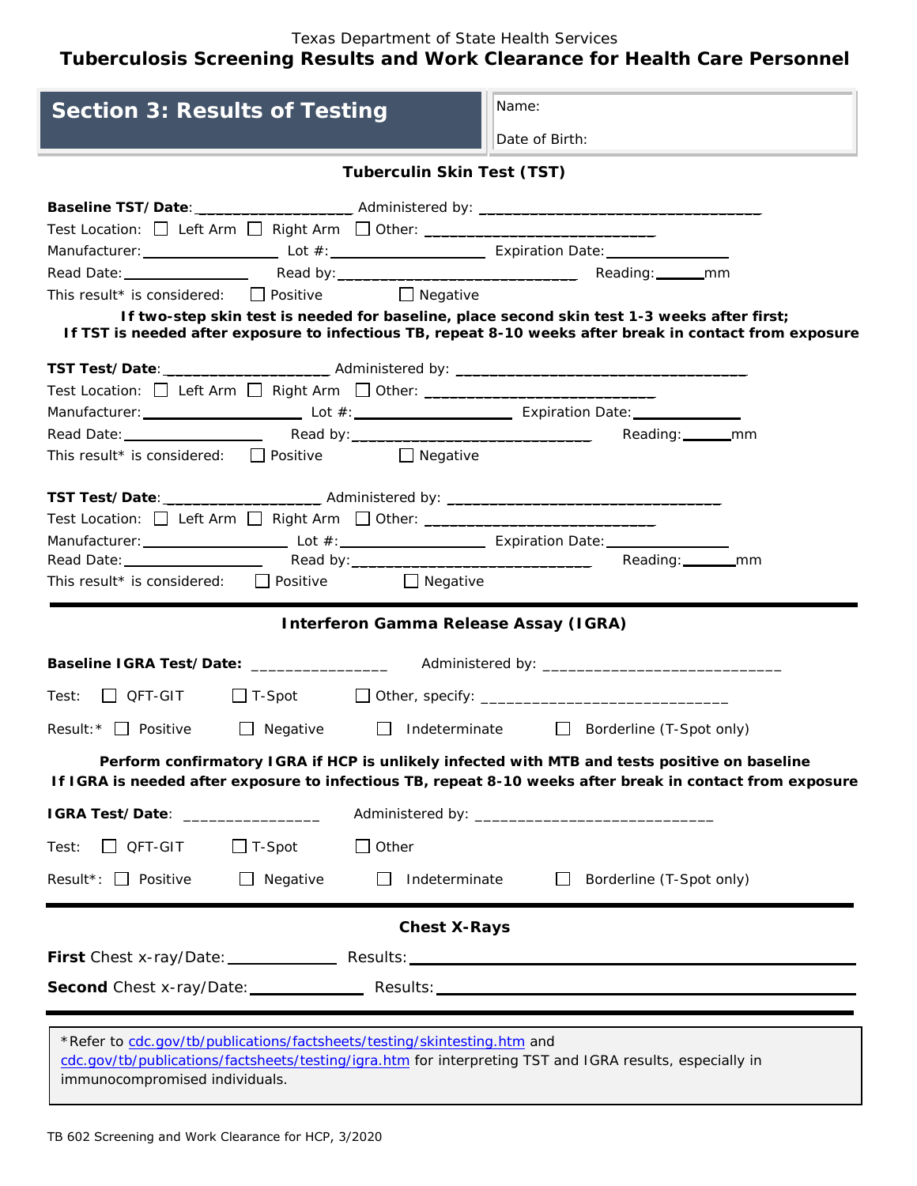Texas Department of State Health Services

# Tuberculosis Screening Results and Work Clearance for Health Care Personnel

## Section 3: Results of Testing

Name:

Date of Birth:

### Tuberculin Skin Test (TST)

**Baseline TST/Date**:__________________ Administered by: ________________________________

Test Location: ☐ Left Arm ☐ Right Arm ☐ Other: ___________________________

Manufacturer:________________ Lot #:__________________ Expiration Date:______________

Read Date:_______________ Read by:____________________________ Reading:______mm

This result* is considered: ☐ Positive ☐ Negative

**If two-step skin test is needed for baseline, place second skin test 1-3 weeks after first;**
**If TST is needed after exposure to infectious TB, repeat 8-10 weeks after break in contact from exposure**

**TST Test/Date**:__________________ Administered by: ________________________________

Test Location: ☐ Left Arm ☐ Right Arm ☐ Other: ___________________________

Manufacturer:__________________ Lot #:__________________ Expiration Date:____________

Read Date:________________ Read by:____________________________ Reading:______mm

This result* is considered: ☐ Positive ☐ Negative

**TST Test/Date**:__________________ Administered by: ________________________________

Test Location: ☐ Left Arm ☐ Right Arm ☐ Other: ___________________________

Manufacturer:_________________ Lot #:_________________ Expiration Date:______________

Read Date:________________ Read by:____________________________ Reading:_______mm

This result* is considered: ☐ Positive ☐ Negative

### Interferon Gamma Release Assay (IGRA)

**Baseline IGRA Test/Date:** _______________ Administered by: ___________________________

Test: ☐ QFT-GIT ☐ T-Spot ☐ Other, specify: ____________________________

Result:* ☐ Positive ☐ Negative ☐ Indeterminate ☐ Borderline (T-Spot only)

**Perform confirmatory IGRA if HCP is unlikely infected with MTB and tests positive on baseline**
**If IGRA is needed after exposure to infectious TB, repeat 8-10 weeks after break in contact from exposure**

**IGRA Test/Date**: _______________ Administered by: ___________________________

Test: ☐ QFT-GIT ☐ T-Spot ☐ Other

Result*: ☐ Positive ☐ Negative ☐ Indeterminate ☐ Borderline (T-Spot only)

### Chest X-Rays

**First** Chest x-ray/Date:____________ Results:_______________________________________________

**Second** Chest x-ray/Date:____________ Results:_______________________________________________

*Refer to cdc.gov/tb/publications/factsheets/testing/skintesting.htm and cdc.gov/tb/publications/factsheets/testing/igra.htm for interpreting TST and IGRA results, especially in immunocompromised individuals.

TB 602 Screening and Work Clearance for HCP, 3/2020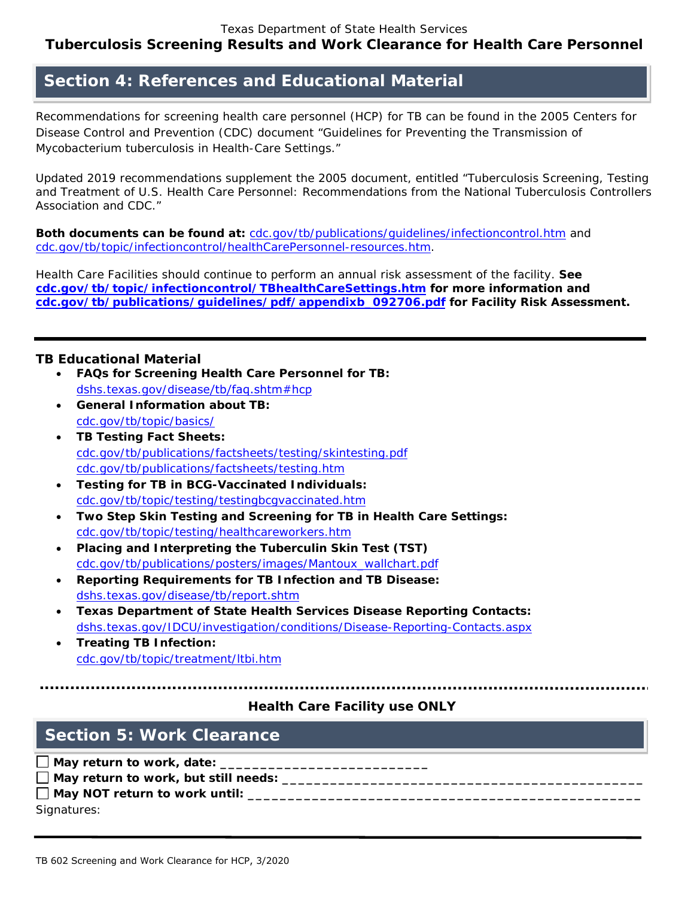## Section 4: References and Educational Material

Recommendations for screening health care personnel (HCP) for TB can be found in the 2005 Centers for Disease Control and Prevention (CDC) document “Guidelines for Preventing the Transmission of Mycobacterium tuberculosis in Health-Care Settings.”

Updated 2019 recommendations supplement the 2005 document, entitled “Tuberculosis Screening, Testing and Treatment of U.S. Health Care Personnel: Recommendations from the National Tuberculosis Controllers Association and CDC.”

**Both documents can be found at:** cdc.gov/tb/publications/guidelines/infectioncontrol.htm and cdc.gov/tb/topic/infectioncontrol/healthCarePersonnel-resources.htm.

Health Care Facilities should continue to perform an annual risk assessment of the facility. **See cdc.gov/tb/topic/infectioncontrol/TBhealthCareSettings.htm for more information and cdc.gov/tb/publications/guidelines/pdf/appendixb_092706.pdf for Facility Risk Assessment.**

---

**TB Educational Material**

- **FAQs for Screening Health Care Personnel for TB:**
  dshs.texas.gov/disease/tb/faq.shtm#hcp
- **General Information about TB:**
  cdc.gov/tb/topic/basics/
- **TB Testing Fact Sheets:**
  cdc.gov/tb/publications/factsheets/testing/skintesting.pdf
  cdc.gov/tb/publications/factsheets/testing.htm
- **Testing for TB in BCG-Vaccinated Individuals:**
  cdc.gov/tb/topic/testing/testingbcgvaccinated.htm
- **Two Step Skin Testing and Screening for TB in Health Care Settings:**
  cdc.gov/tb/topic/testing/healthcareworkers.htm
- **Placing and Interpreting the Tuberculin Skin Test (TST)**
  cdc.gov/tb/publications/posters/images/Mantoux_wallchart.pdf
- **Reporting Requirements for TB Infection and TB Disease:**
  dshs.texas.gov/disease/tb/report.shtm
- **Texas Department of State Health Services Disease Reporting Contacts:**
  dshs.texas.gov/IDCU/investigation/conditions/Disease-Reporting-Contacts.aspx
- **Treating TB Infection:**
  cdc.gov/tb/topic/treatment/ltbi.htm

---

**Health Care Facility use ONLY**

## Section 5: Work Clearance

☐ **May return to work, date:** ___________________________
☐ **May return to work, but still needs:** ______________________________________________
☐ **May NOT return to work until:** __________________________________________________

Signatures:

TB 602 Screening and Work Clearance for HCP, 3/2020